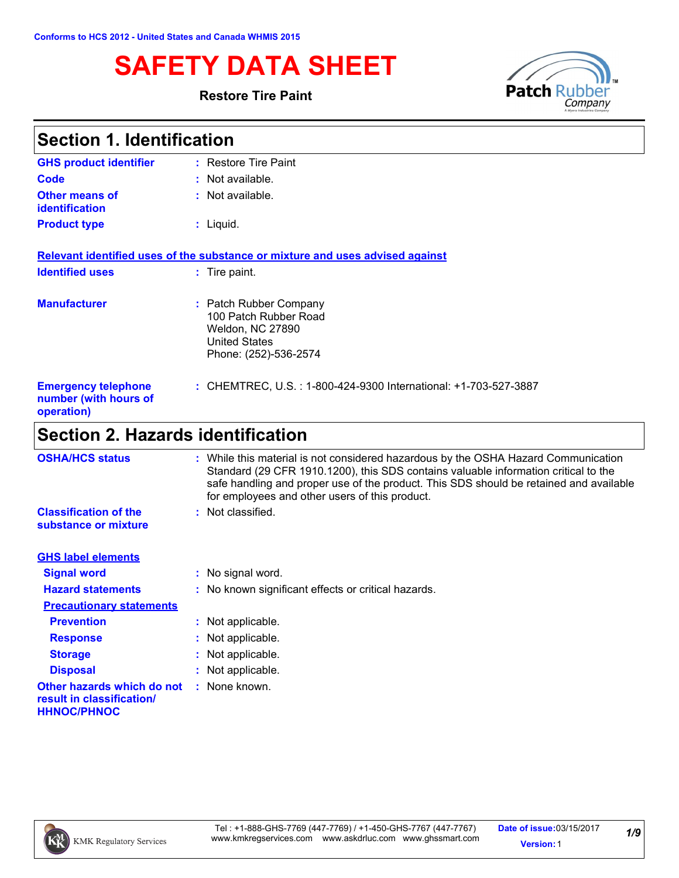Conforms to HCS 2012 - United States and Canada WHMIS 2015

# SAFETY DATA SHEET

**Restore Tire Paint**

## Section 1. Identification

| | | |
|---|---|---|
| **GHS product identifier** | : | Restore Tire Paint |
| **Code** | : | Not available. |
| **Other means of identification** | : | Not available. |
| **Product type** | : | Liquid. |

**Relevant identified uses of the substance or mixture and uses advised against**

| | | |
|---|---|---|
| **Identified uses** | : | Tire paint. |
| **Manufacturer** | : | Patch Rubber Company<br>100 Patch Rubber Road<br>Weldon, NC 27890<br>United States<br>Phone: (252)-536-2574 |
| **Emergency telephone number (with hours of operation)** | : | CHEMTREC, U.S. : 1-800-424-9300 International: +1-703-527-3887 |

## Section 2. Hazards identification

| | | |
|---|---|---|
| **OSHA/HCS status** | : | While this material is not considered hazardous by the OSHA Hazard Communication Standard (29 CFR 1910.1200), this SDS contains valuable information critical to the safe handling and proper use of the product. This SDS should be retained and available for employees and other users of this product. |
| **Classification of the substance or mixture** | : | Not classified. |

**GHS label elements**

| | | |
|---|---|---|
| **Signal word** | : | No signal word. |
| **Hazard statements** | : | No known significant effects or critical hazards. |

**Precautionary statements**

| | | |
|---|---|---|
| **Prevention** | : | Not applicable. |
| **Response** | : | Not applicable. |
| **Storage** | : | Not applicable. |
| **Disposal** | : | Not applicable. |
| **Other hazards which do not result in classification/ HHNOC/PHNOC** | : | None known. |

**Date of issue:** 03/15/2017 **Version:** 1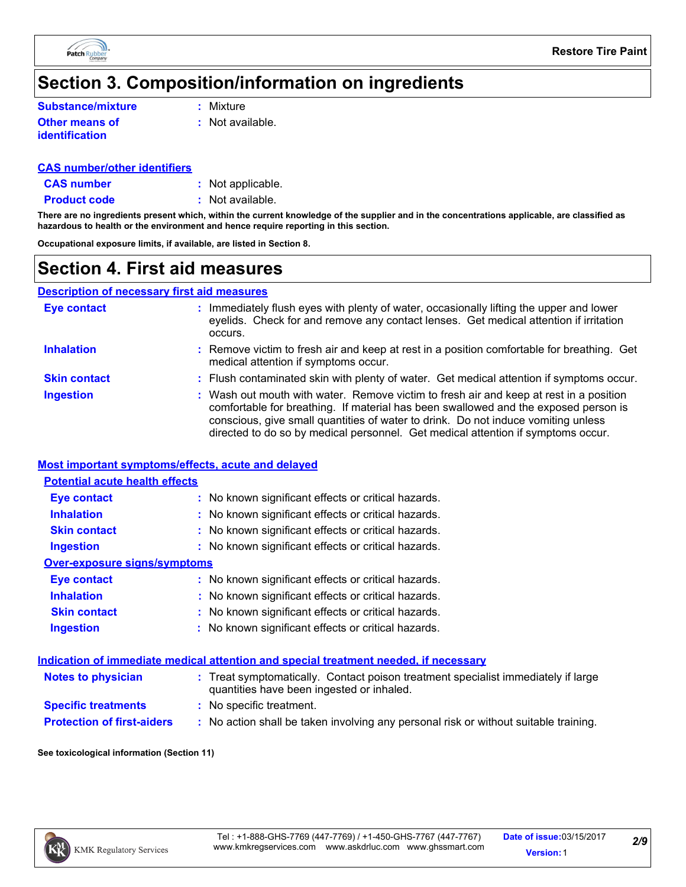# Section 3. Composition/information on ingredients

**Substance/mixture** : Mixture

**Other means of identification** : Not available.

## CAS number/other identifiers

**CAS number** : Not applicable.

**Product code** : Not available.

**There are no ingredients present which, within the current knowledge of the supplier and in the concentrations applicable, are classified as hazardous to health or the environment and hence require reporting in this section.**

**Occupational exposure limits, if available, are listed in Section 8.**

# Section 4. First aid measures

## Description of necessary first aid measures

**Eye contact** : Immediately flush eyes with plenty of water, occasionally lifting the upper and lower eyelids. Check for and remove any contact lenses. Get medical attention if irritation occurs.

**Inhalation** : Remove victim to fresh air and keep at rest in a position comfortable for breathing. Get medical attention if symptoms occur.

**Skin contact** : Flush contaminated skin with plenty of water. Get medical attention if symptoms occur.

**Ingestion** : Wash out mouth with water. Remove victim to fresh air and keep at rest in a position comfortable for breathing. If material has been swallowed and the exposed person is conscious, give small quantities of water to drink. Do not induce vomiting unless directed to do so by medical personnel. Get medical attention if symptoms occur.

## Most important symptoms/effects, acute and delayed

### Potential acute health effects

**Eye contact** : No known significant effects or critical hazards.

**Inhalation** : No known significant effects or critical hazards.

**Skin contact** : No known significant effects or critical hazards.

**Ingestion** : No known significant effects or critical hazards.

### Over-exposure signs/symptoms

**Eye contact** : No known significant effects or critical hazards.

**Inhalation** : No known significant effects or critical hazards.

**Skin contact** : No known significant effects or critical hazards.

**Ingestion** : No known significant effects or critical hazards.

## Indication of immediate medical attention and special treatment needed, if necessary

**Notes to physician** : Treat symptomatically. Contact poison treatment specialist immediately if large quantities have been ingested or inhaled.

**Specific treatments** : No specific treatment.

**Protection of first-aiders** : No action shall be taken involving any personal risk or without suitable training.

**See toxicological information (Section 11)**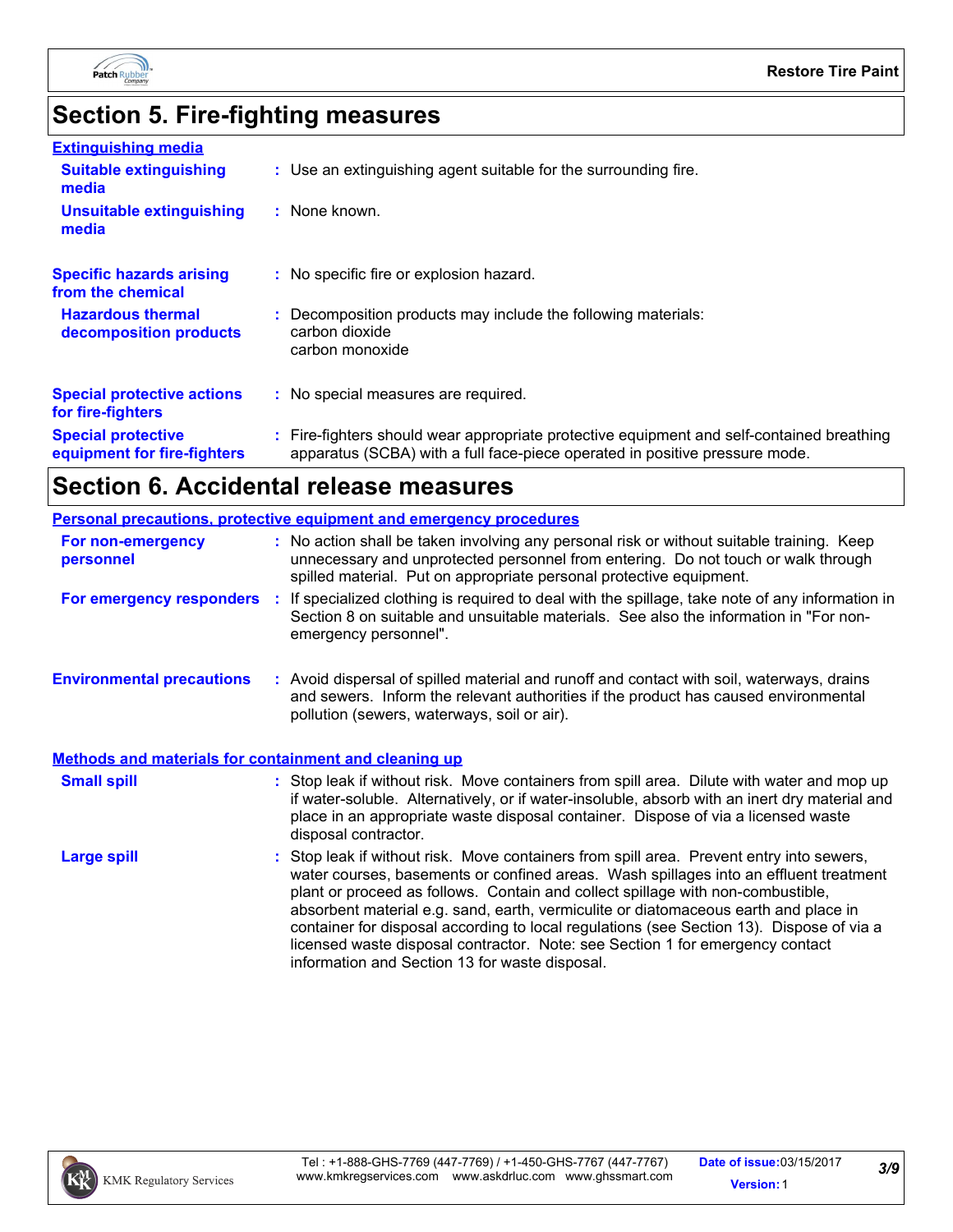# Section 5. Fire-fighting measures

**Extinguishing media**

**Suitable extinguishing media** : Use an extinguishing agent suitable for the surrounding fire.

**Unsuitable extinguishing media** : None known.

**Specific hazards arising from the chemical** : No specific fire or explosion hazard.

**Hazardous thermal decomposition products** : Decomposition products may include the following materials:
carbon dioxide
carbon monoxide

**Special protective actions for fire-fighters** : No special measures are required.

**Special protective equipment for fire-fighters** : Fire-fighters should wear appropriate protective equipment and self-contained breathing apparatus (SCBA) with a full face-piece operated in positive pressure mode.

# Section 6. Accidental release measures

**Personal precautions, protective equipment and emergency procedures**

**For non-emergency personnel** : No action shall be taken involving any personal risk or without suitable training. Keep unnecessary and unprotected personnel from entering. Do not touch or walk through spilled material. Put on appropriate personal protective equipment.

**For emergency responders** : If specialized clothing is required to deal with the spillage, take note of any information in Section 8 on suitable and unsuitable materials. See also the information in "For non-emergency personnel".

**Environmental precautions** : Avoid dispersal of spilled material and runoff and contact with soil, waterways, drains and sewers. Inform the relevant authorities if the product has caused environmental pollution (sewers, waterways, soil or air).

**Methods and materials for containment and cleaning up**

**Small spill** : Stop leak if without risk. Move containers from spill area. Dilute with water and mop up if water-soluble. Alternatively, or if water-insoluble, absorb with an inert dry material and place in an appropriate waste disposal container. Dispose of via a licensed waste disposal contractor.

**Large spill** : Stop leak if without risk. Move containers from spill area. Prevent entry into sewers, water courses, basements or confined areas. Wash spillages into an effluent treatment plant or proceed as follows. Contain and collect spillage with non-combustible, absorbent material e.g. sand, earth, vermiculite or diatomaceous earth and place in container for disposal according to local regulations (see Section 13). Dispose of via a licensed waste disposal contractor. Note: see Section 1 for emergency contact information and Section 13 for waste disposal.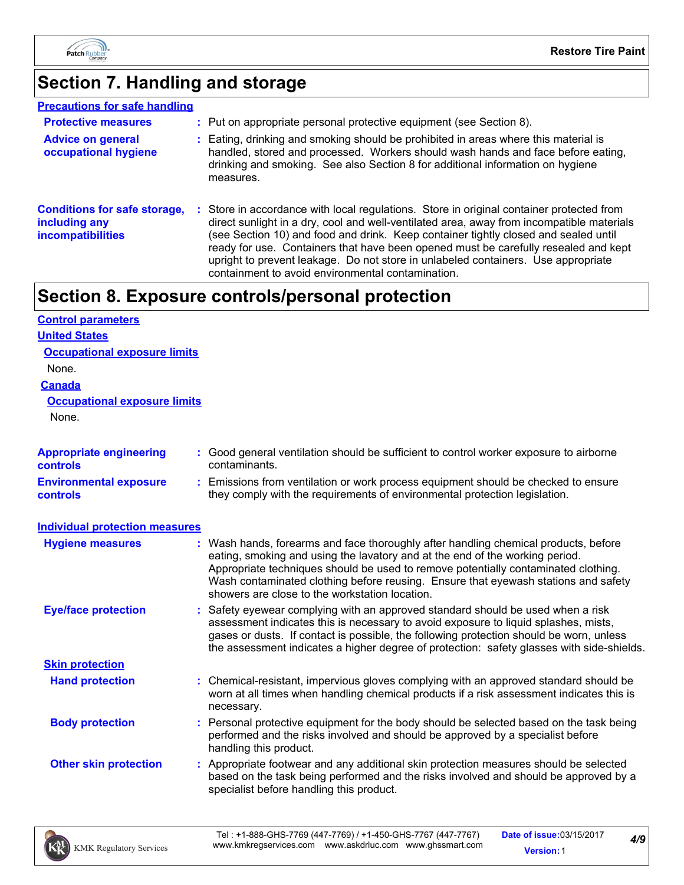## Section 7. Handling and storage

**Precautions for safe handling**

**Protective measures** : Put on appropriate personal protective equipment (see Section 8).

**Advice on general occupational hygiene** : Eating, drinking and smoking should be prohibited in areas where this material is handled, stored and processed. Workers should wash hands and face before eating, drinking and smoking. See also Section 8 for additional information on hygiene measures.

**Conditions for safe storage, including any incompatibilities** : Store in accordance with local regulations. Store in original container protected from direct sunlight in a dry, cool and well-ventilated area, away from incompatible materials (see Section 10) and food and drink. Keep container tightly closed and sealed until ready for use. Containers that have been opened must be carefully resealed and kept upright to prevent leakage. Do not store in unlabeled containers. Use appropriate containment to avoid environmental contamination.

## Section 8. Exposure controls/personal protection

**Control parameters**

**United States**

**Occupational exposure limits**

None.

**Canada**

**Occupational exposure limits**

None.

**Appropriate engineering controls** : Good general ventilation should be sufficient to control worker exposure to airborne contaminants.

**Environmental exposure controls** : Emissions from ventilation or work process equipment should be checked to ensure they comply with the requirements of environmental protection legislation.

**Individual protection measures**

**Hygiene measures** : Wash hands, forearms and face thoroughly after handling chemical products, before eating, smoking and using the lavatory and at the end of the working period. Appropriate techniques should be used to remove potentially contaminated clothing. Wash contaminated clothing before reusing. Ensure that eyewash stations and safety showers are close to the workstation location.

**Eye/face protection** : Safety eyewear complying with an approved standard should be used when a risk assessment indicates this is necessary to avoid exposure to liquid splashes, mists, gases or dusts. If contact is possible, the following protection should be worn, unless the assessment indicates a higher degree of protection: safety glasses with side-shields.

**Skin protection**

**Hand protection** : Chemical-resistant, impervious gloves complying with an approved standard should be worn at all times when handling chemical products if a risk assessment indicates this is necessary.

**Body protection** : Personal protective equipment for the body should be selected based on the task being performed and the risks involved and should be approved by a specialist before handling this product.

**Other skin protection** : Appropriate footwear and any additional skin protection measures should be selected based on the task being performed and the risks involved and should be approved by a specialist before handling this product.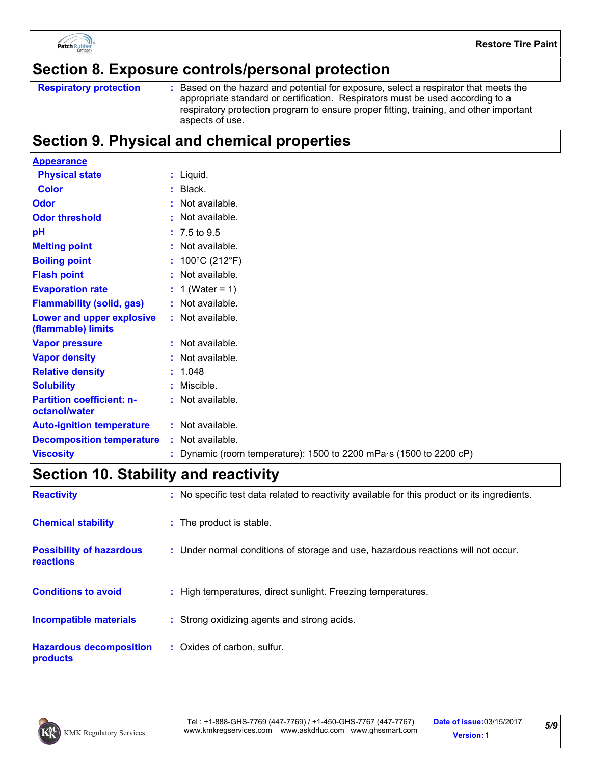## Section 8. Exposure controls/personal protection

| | |
|---|---|
| **Respiratory protection** | Based on the hazard and potential for exposure, select a respirator that meets the appropriate standard or certification. Respirators must be used according to a respiratory protection program to ensure proper fitting, training, and other important aspects of use. |

## Section 9. Physical and chemical properties

**Appearance**

| | |
|---|---|
| **Physical state** | Liquid. |
| **Color** | Black. |
| **Odor** | Not available. |
| **Odor threshold** | Not available. |
| **pH** | 7.5 to 9.5 |
| **Melting point** | Not available. |
| **Boiling point** | 100°C (212°F) |
| **Flash point** | Not available. |
| **Evaporation rate** | 1 (Water = 1) |
| **Flammability (solid, gas)** | Not available. |
| **Lower and upper explosive (flammable) limits** | Not available. |
| **Vapor pressure** | Not available. |
| **Vapor density** | Not available. |
| **Relative density** | 1.048 |
| **Solubility** | Miscible. |
| **Partition coefficient: n-octanol/water** | Not available. |
| **Auto-ignition temperature** | Not available. |
| **Decomposition temperature** | Not available. |
| **Viscosity** | Dynamic (room temperature): 1500 to 2200 mPa·s (1500 to 2200 cP) |

## Section 10. Stability and reactivity

| | |
|---|---|
| **Reactivity** | No specific test data related to reactivity available for this product or its ingredients. |
| **Chemical stability** | The product is stable. |
| **Possibility of hazardous reactions** | Under normal conditions of storage and use, hazardous reactions will not occur. |
| **Conditions to avoid** | High temperatures, direct sunlight. Freezing temperatures. |
| **Incompatible materials** | Strong oxidizing agents and strong acids. |
| **Hazardous decomposition products** | Oxides of carbon, sulfur. |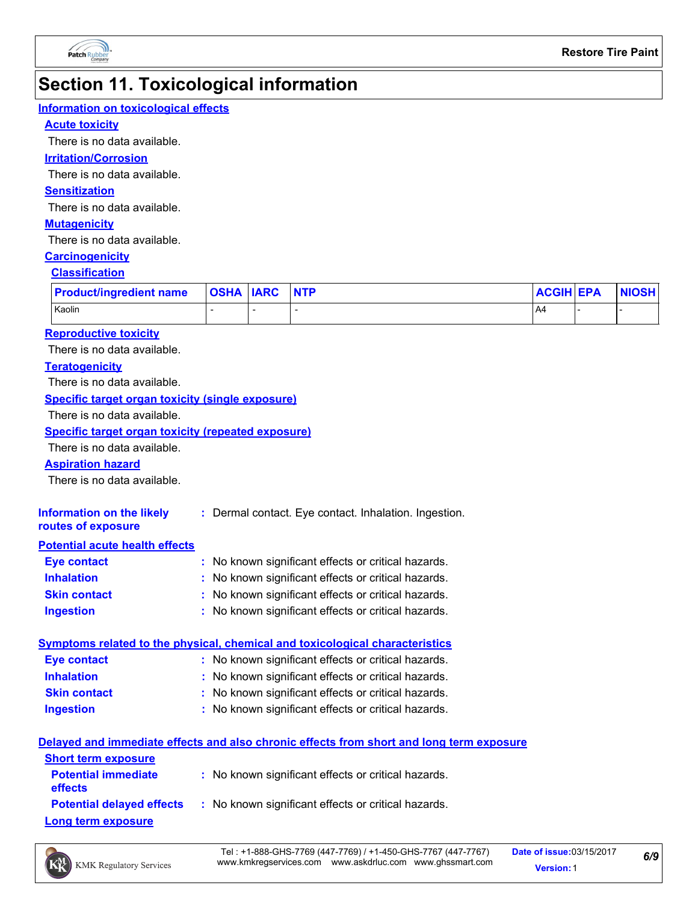# Section 11. Toxicological information

## Information on toxicological effects

### Acute toxicity

There is no data available.

### Irritation/Corrosion

There is no data available.

### Sensitization

There is no data available.

### Mutagenicity

There is no data available.

### Carcinogenicity

#### Classification

| Product/ingredient name | OSHA | IARC | NTP | ACGIH | EPA | NIOSH |
|---|---|---|---|---|---|---|
| Kaolin | - | - | - | A4 | - | - |

### Reproductive toxicity

There is no data available.

### Teratogenicity

There is no data available.

### Specific target organ toxicity (single exposure)

There is no data available.

### Specific target organ toxicity (repeated exposure)

There is no data available.

### Aspiration hazard

There is no data available.

**Information on the likely routes of exposure** : Dermal contact. Eye contact. Inhalation. Ingestion.

## Potential acute health effects

**Eye contact** : No known significant effects or critical hazards.

**Inhalation** : No known significant effects or critical hazards.

**Skin contact** : No known significant effects or critical hazards.

**Ingestion** : No known significant effects or critical hazards.

## Symptoms related to the physical, chemical and toxicological characteristics

**Eye contact** : No known significant effects or critical hazards.

**Inhalation** : No known significant effects or critical hazards.

**Skin contact** : No known significant effects or critical hazards.

**Ingestion** : No known significant effects or critical hazards.

## Delayed and immediate effects and also chronic effects from short and long term exposure

### Short term exposure

**Potential immediate effects** : No known significant effects or critical hazards.

**Potential delayed effects** : No known significant effects or critical hazards.

### Long term exposure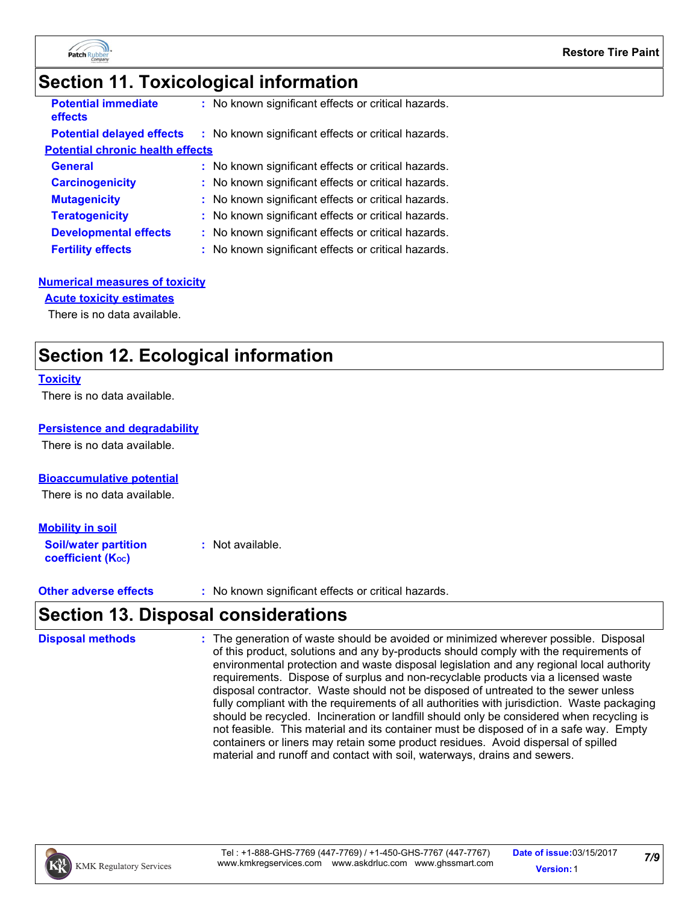## Section 11. Toxicological information

**Potential immediate effects** : No known significant effects or critical hazards.

**Potential delayed effects** : No known significant effects or critical hazards.

**Potential chronic health effects**

**General** : No known significant effects or critical hazards.

**Carcinogenicity** : No known significant effects or critical hazards.

**Mutagenicity** : No known significant effects or critical hazards.

**Teratogenicity** : No known significant effects or critical hazards.

**Developmental effects** : No known significant effects or critical hazards.

**Fertility effects** : No known significant effects or critical hazards.

**Numerical measures of toxicity**

**Acute toxicity estimates**

There is no data available.

## Section 12. Ecological information

**Toxicity**

There is no data available.

**Persistence and degradability**

There is no data available.

**Bioaccumulative potential**

There is no data available.

**Mobility in soil**

**Soil/water partition coefficient ($K_{OC}$)** : Not available.

**Other adverse effects** : No known significant effects or critical hazards.

## Section 13. Disposal considerations

**Disposal methods** : The generation of waste should be avoided or minimized wherever possible. Disposal of this product, solutions and any by-products should comply with the requirements of environmental protection and waste disposal legislation and any regional local authority requirements. Dispose of surplus and non-recyclable products via a licensed waste disposal contractor. Waste should not be disposed of untreated to the sewer unless fully compliant with the requirements of all authorities with jurisdiction. Waste packaging should be recycled. Incineration or landfill should only be considered when recycling is not feasible. This material and its container must be disposed of in a safe way. Empty containers or liners may retain some product residues. Avoid dispersal of spilled material and runoff and contact with soil, waterways, drains and sewers.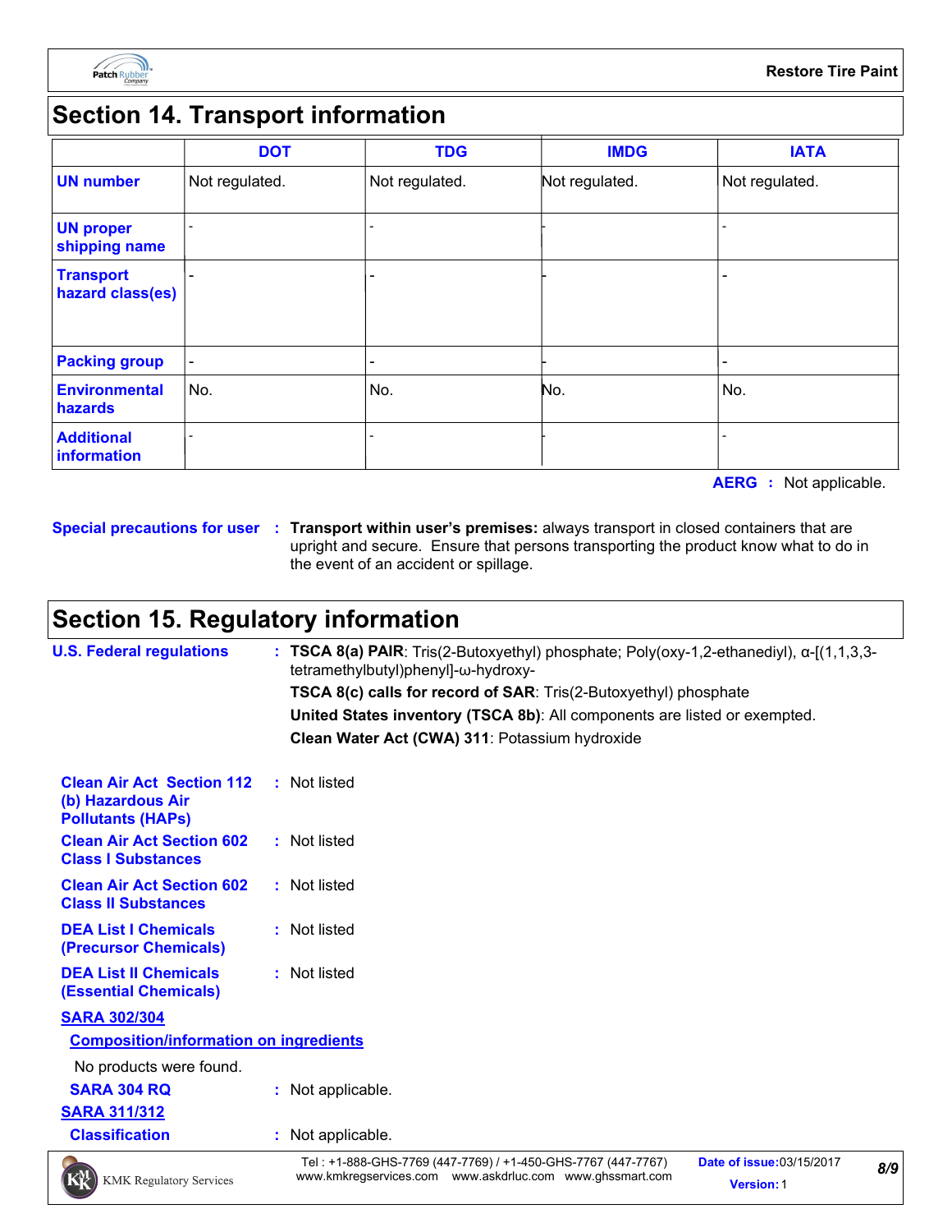## Section 14. Transport information

| | DOT | TDG | IMDG | IATA |
|---|---|---|---|---|
| **UN number** | Not regulated. | Not regulated. | Not regulated. | Not regulated. |
| **UN proper shipping name** | - | - | - | - |
| **Transport hazard class(es)** | - | - | - | - |
| **Packing group** | - | - | - | - |
| **Environmental hazards** | No. | No. | No. | No. |
| **Additional information** | - | - | - | - |

**AERG** : Not applicable.

**Special precautions for user** : **Transport within user's premises:** always transport in closed containers that are upright and secure. Ensure that persons transporting the product know what to do in the event of an accident or spillage.

## Section 15. Regulatory information

**U.S. Federal regulations** : **TSCA 8(a) PAIR**: Tris(2-Butoxyethyl) phosphate; Poly(oxy-1,2-ethanediyl), α-[(1,1,3,3-tetramethylbutyl)phenyl]-ω-hydroxy-

**TSCA 8(c) calls for record of SAR**: Tris(2-Butoxyethyl) phosphate

**United States inventory (TSCA 8b)**: All components are listed or exempted.

**Clean Water Act (CWA) 311**: Potassium hydroxide

**Clean Air Act Section 112 (b) Hazardous Air Pollutants (HAPs)** : Not listed

**Clean Air Act Section 602 Class I Substances** : Not listed

**Clean Air Act Section 602 Class II Substances** : Not listed

**DEA List I Chemicals (Precursor Chemicals)** : Not listed

**DEA List II Chemicals (Essential Chemicals)** : Not listed

**SARA 302/304**

**Composition/information on ingredients**

No products were found.

**SARA 304 RQ** : Not applicable.

**SARA 311/312**

**Classification** : Not applicable.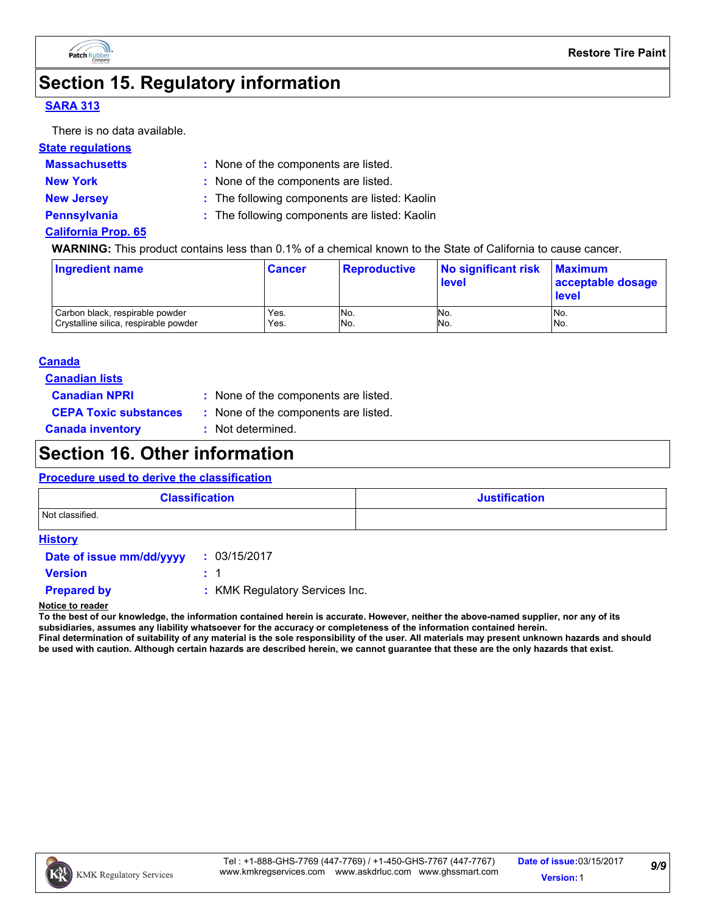# Section 15. Regulatory information

**SARA 313**

There is no data available.

**State regulations**

**Massachusetts** : None of the components are listed.

**New York** : None of the components are listed.

**New Jersey** : The following components are listed: Kaolin

**Pennsylvania** : The following components are listed: Kaolin

**California Prop. 65**

**WARNING:** This product contains less than 0.1% of a chemical known to the State of California to cause cancer.

| Ingredient name | Cancer | Reproductive | No significant risk level | Maximum acceptable dosage level |
|---|---|---|---|---|
| Carbon black, respirable powder | Yes. | No. | No. | No. |
| Crystalline silica, respirable powder | Yes. | No. | No. | No. |

**Canada**

**Canadian lists**

**Canadian NPRI** : None of the components are listed.

**CEPA Toxic substances** : None of the components are listed.

**Canada inventory** : Not determined.

# Section 16. Other information

**Procedure used to derive the classification**

| Classification | Justification |
|---|---|
| Not classified. | |

**History**

**Date of issue mm/dd/yyyy** : 03/15/2017

**Version** : 1

**Prepared by** : KMK Regulatory Services Inc.

**Notice to reader**

**To the best of our knowledge, the information contained herein is accurate. However, neither the above-named supplier, nor any of its subsidiaries, assumes any liability whatsoever for the accuracy or completeness of the information contained herein.**
**Final determination of suitability of any material is the sole responsibility of the user. All materials may present unknown hazards and should be used with caution. Although certain hazards are described herein, we cannot guarantee that these are the only hazards that exist.**